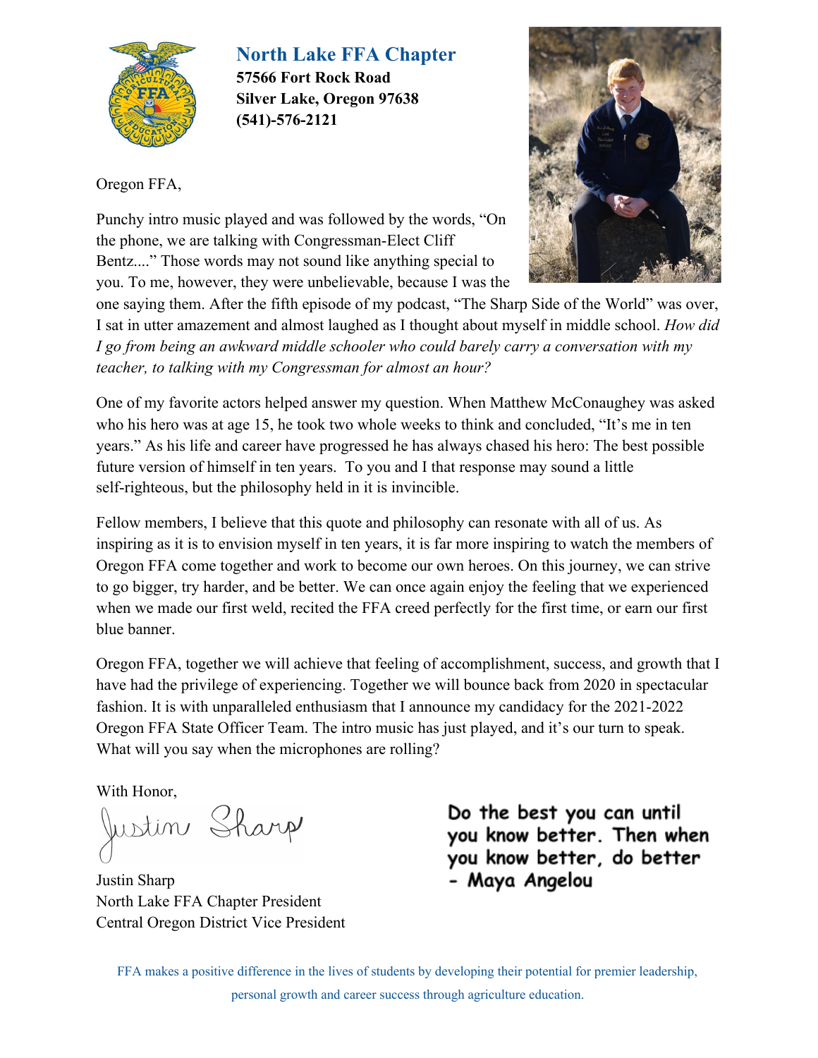## North Lake FFA Chapter

**57566 Fort Rock Road**
**Silver Lake, Oregon 97638**
**(541)-576-2121**

Oregon FFA,

Punchy intro music played and was followed by the words, "On the phone, we are talking with Congressman-Elect Cliff Bentz...." Those words may not sound like anything special to you. To me, however, they were unbelievable, because I was the one saying them. After the fifth episode of my podcast, "The Sharp Side of the World" was over, I sat in utter amazement and almost laughed as I thought about myself in middle school. *How did I go from being an awkward middle schooler who could barely carry a conversation with my teacher, to talking with my Congressman for almost an hour?*

One of my favorite actors helped answer my question. When Matthew McConaughey was asked who his hero was at age 15, he took two whole weeks to think and concluded, "It's me in ten years." As his life and career have progressed he has always chased his hero: The best possible future version of himself in ten years. To you and I that response may sound a little self-righteous, but the philosophy held in it is invincible.

Fellow members, I believe that this quote and philosophy can resonate with all of us. As inspiring as it is to envision myself in ten years, it is far more inspiring to watch the members of Oregon FFA come together and work to become our own heroes. On this journey, we can strive to go bigger, try harder, and be better. We can once again enjoy the feeling that we experienced when we made our first weld, recited the FFA creed perfectly for the first time, or earn our first blue banner.

Oregon FFA, together we will achieve that feeling of accomplishment, success, and growth that I have had the privilege of experiencing. Together we will bounce back from 2020 in spectacular fashion. It is with unparalleled enthusiasm that I announce my candidacy for the 2021-2022 Oregon FFA State Officer Team. The intro music has just played, and it's our turn to speak. What will you say when the microphones are rolling?

With Honor,

Justin Sharp

Justin Sharp
North Lake FFA Chapter President
Central Oregon District Vice President

**Do the best you can until you know better. Then when you know better, do better**
**- Maya Angelou**

FFA makes a positive difference in the lives of students by developing their potential for premier leadership, personal growth and career success through agriculture education.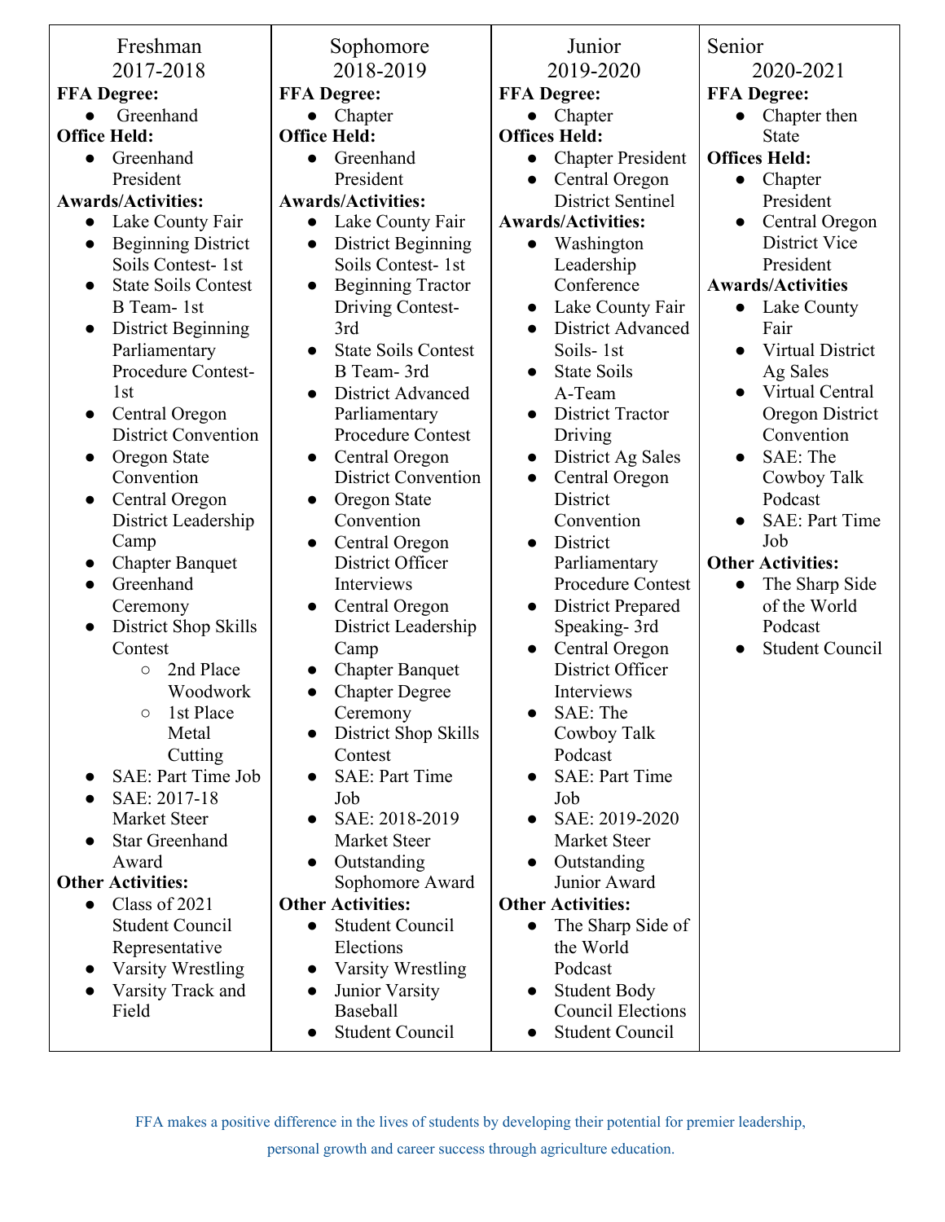| Freshman 2017-2018 | Sophomore 2018-2019 | Junior 2019-2020 | Senior 2020-2021 |
|---|---|---|---|
| **FFA Degree:**<br>● Greenhand<br>**Office Held:**<br>● Greenhand President<br>**Awards/Activities:**<br>● Lake County Fair<br>● Beginning District Soils Contest- 1st<br>● State Soils Contest B Team- 1st<br>● District Beginning Parliamentary Procedure Contest- 1st<br>● Central Oregon District Convention<br>● Oregon State Convention<br>● Central Oregon District Leadership Camp<br>● Chapter Banquet<br>● Greenhand Ceremony<br>● District Shop Skills Contest<br>○ 2nd Place Woodwork<br>○ 1st Place Metal Cutting<br>● SAE: Part Time Job<br>● SAE: 2017-18 Market Steer<br>● Star Greenhand Award<br>**Other Activities:**<br>● Class of 2021 Student Council Representative<br>● Varsity Wrestling<br>● Varsity Track and Field | **FFA Degree:**<br>● Chapter<br>**Office Held:**<br>● Greenhand President<br>**Awards/Activities:**<br>● Lake County Fair<br>● District Beginning Soils Contest- 1st<br>● Beginning Tractor Driving Contest- 3rd<br>● State Soils Contest B Team- 3rd<br>● District Advanced Parliamentary Procedure Contest<br>● Central Oregon District Convention<br>● Oregon State Convention<br>● Central Oregon District Officer Interviews<br>● Central Oregon District Leadership Camp<br>● Chapter Banquet<br>● Chapter Degree Ceremony<br>● District Shop Skills Contest<br>● SAE: Part Time Job<br>● SAE: 2018-2019 Market Steer<br>● Outstanding Sophomore Award<br>**Other Activities:**<br>● Student Council Elections<br>● Varsity Wrestling<br>● Junior Varsity Baseball<br>● Student Council | **FFA Degree:**<br>● Chapter<br>**Offices Held:**<br>● Chapter President<br>● Central Oregon District Sentinel<br>**Awards/Activities:**<br>● Washington Leadership Conference<br>● Lake County Fair<br>● District Advanced Soils- 1st<br>● State Soils A-Team<br>● District Tractor Driving<br>● District Ag Sales<br>● Central Oregon District Convention<br>● District Parliamentary Procedure Contest<br>● District Prepared Speaking- 3rd<br>● Central Oregon District Officer Interviews<br>● SAE: The Cowboy Talk Podcast<br>● SAE: Part Time Job<br>● SAE: 2019-2020 Market Steer<br>● Outstanding Junior Award<br>**Other Activities:**<br>● The Sharp Side of the World Podcast<br>● Student Body Council Elections<br>● Student Council | **FFA Degree:**<br>● Chapter then State<br>**Offices Held:**<br>● Chapter President<br>● Central Oregon District Vice President<br>**Awards/Activities**<br>● Lake County Fair<br>● Virtual District Ag Sales<br>● Virtual Central Oregon District Convention<br>● SAE: The Cowboy Talk Podcast<br>● SAE: Part Time Job<br>**Other Activities:**<br>● The Sharp Side of the World Podcast<br>● Student Council |

FFA makes a positive difference in the lives of students by developing their potential for premier leadership, personal growth and career success through agriculture education.